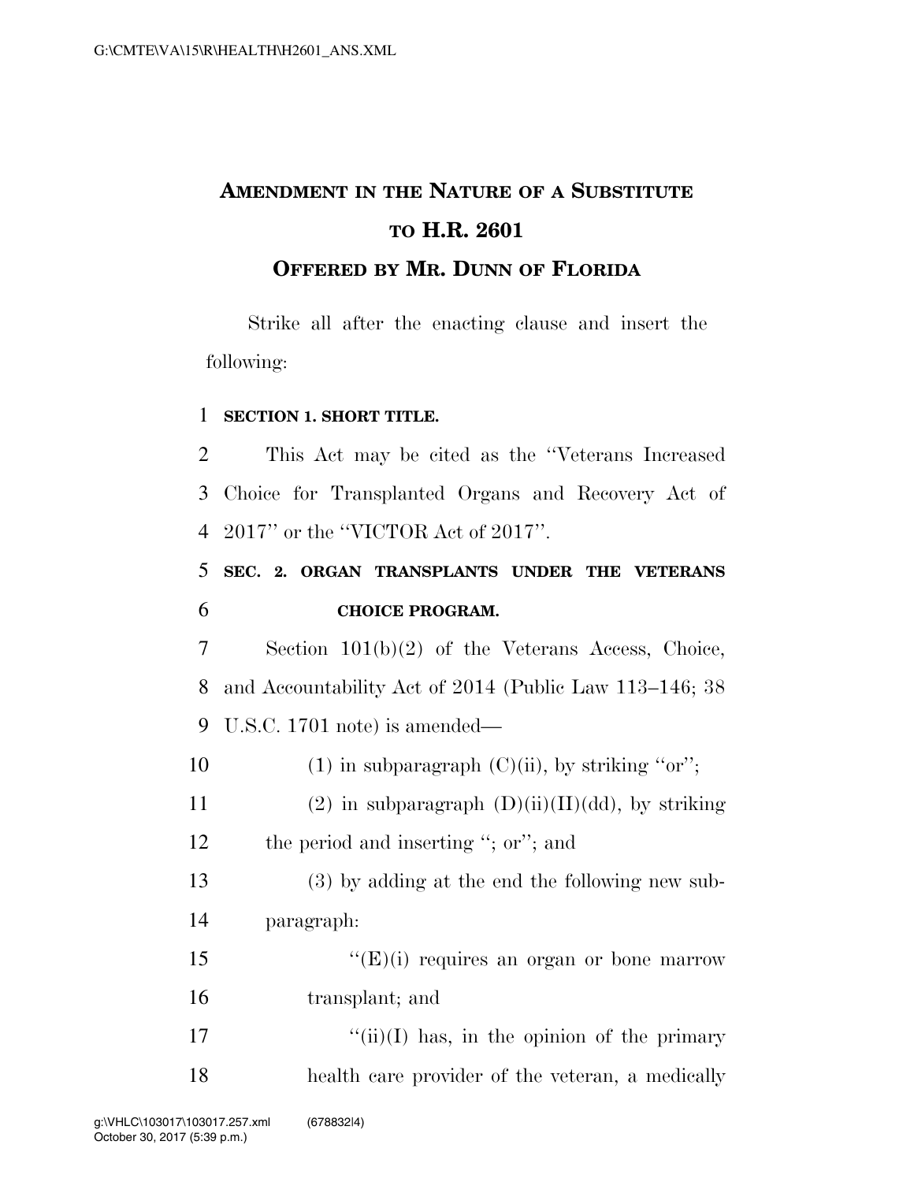# AMENDMENT IN THE NATURE OF A SUBSTITUTE TO H.R. 2601

## OFFERED BY MR. DUNN OF FLORIDA

Strike all after the enacting clause and insert the following:

**SECTION 1. SHORT TITLE.**

This Act may be cited as the ''Veterans Increased Choice for Transplanted Organs and Recovery Act of 2017'' or the ''VICTOR Act of 2017''.

**SEC. 2. ORGAN TRANSPLANTS UNDER THE VETERANS CHOICE PROGRAM.**

Section 101(b)(2) of the Veterans Access, Choice, and Accountability Act of 2014 (Public Law 113–146; 38 U.S.C. 1701 note) is amended—

(1) in subparagraph (C)(ii), by striking ''or'';

(2) in subparagraph (D)(ii)(II)(dd), by striking the period and inserting ''; or''; and

(3) by adding at the end the following new subparagraph:

''(E)(i) requires an organ or bone marrow transplant; and

''(ii)(I) has, in the opinion of the primary health care provider of the veteran, a medically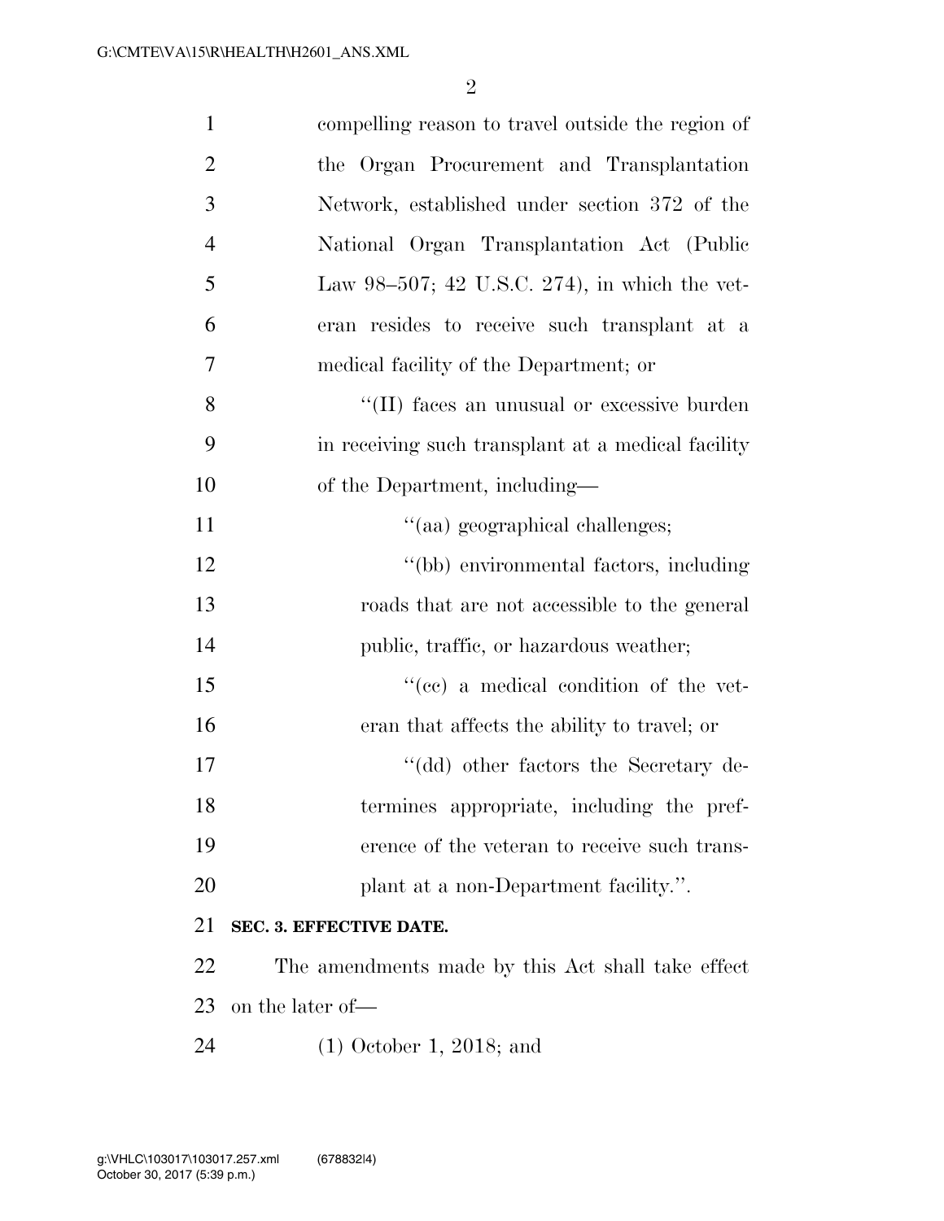compelling reason to travel outside the region of the Organ Procurement and Transplantation Network, established under section 372 of the National Organ Transplantation Act (Public Law 98–507; 42 U.S.C. 274), in which the veteran resides to receive such transplant at a medical facility of the Department; or

''(II) faces an unusual or excessive burden in receiving such transplant at a medical facility of the Department, including—

''(aa) geographical challenges;

''(bb) environmental factors, including roads that are not accessible to the general public, traffic, or hazardous weather;

''(cc) a medical condition of the veteran that affects the ability to travel; or

''(dd) other factors the Secretary determines appropriate, including the preference of the veteran to receive such transplant at a non-Department facility.''.

**SEC. 3. EFFECTIVE DATE.**

The amendments made by this Act shall take effect on the later of—

(1) October 1, 2018; and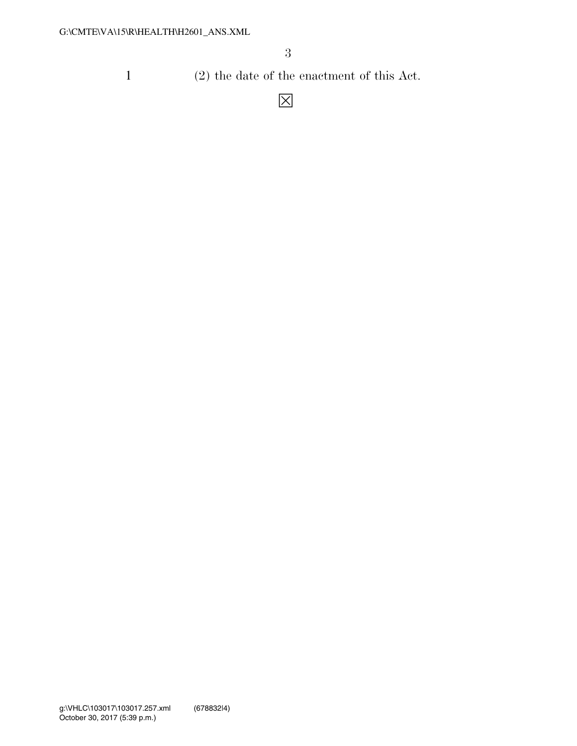(2) the date of the enactment of this Act.